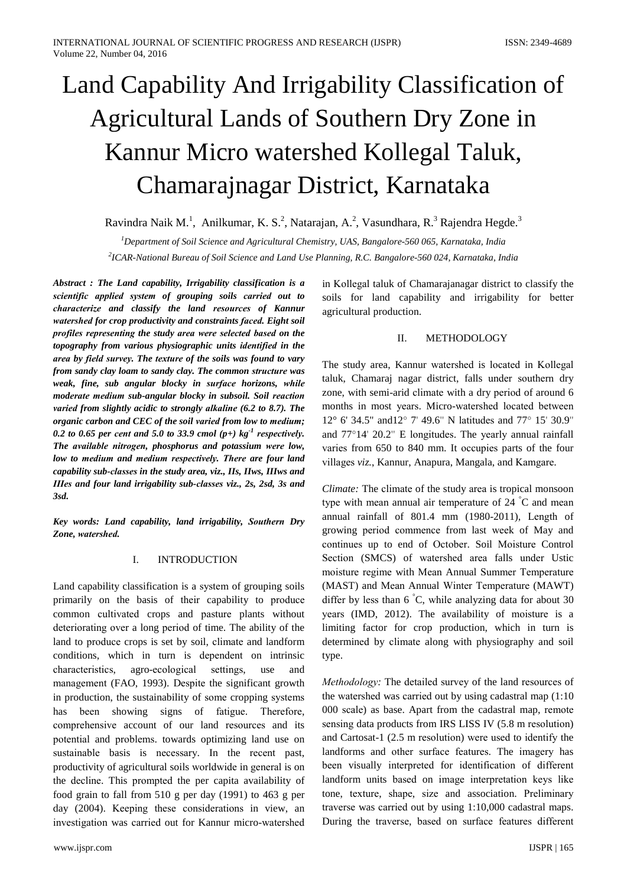# Land Capability And Irrigability Classification of Agricultural Lands of Southern Dry Zone in Kannur Micro watershed Kollegal Taluk, Chamarajnagar District, Karnataka

Ravindra Naik M.[1], Anilkumar, K. S.[2], Natarajan, A.[2], Vasundhara, R.[3] Rajendra Hegde.[3]

[1]*Department of Soil Science and Agricultural Chemistry, UAS, Bangalore-560 065, Karnataka, India*

[2]*ICAR-National Bureau of Soil Science and Land Use Planning, R.C. Bangalore-560 024, Karnataka, India*

***Abstract : The Land capability, Irrigability classification is a scientific applied system of grouping soils carried out to characterize and classify the land resources of Kannur watershed for crop productivity and constraints faced. Eight soil profiles representing the study area were selected based on the topography from various physiographic units identified in the area by field survey. The texture of the soils was found to vary from sandy clay loam to sandy clay. The common structure was weak, fine, sub angular blocky in surface horizons, while moderate medium sub-angular blocky in subsoil. Soil reaction varied from slightly acidic to strongly alkaline (6.2 to 8.7). The organic carbon and CEC of the soil varied from low to medium; 0.2 to 0.65 per cent and 5.0 to 33.9 cmol (p+) kg$^{-1}$ respectively. The available nitrogen, phosphorus and potassium were low, low to medium and medium respectively. There are four land capability sub-classes in the study area, viz., IIs, IIws, IIIws and IIIes and four land irrigability sub-classes viz., 2s, 2sd, 3s and 3sd.***

***Key words: Land capability, land irrigability, Southern Dry Zone, watershed.***

## I. INTRODUCTION

Land capability classification is a system of grouping soils primarily on the basis of their capability to produce common cultivated crops and pasture plants without deteriorating over a long period of time. The ability of the land to produce crops is set by soil, climate and landform conditions, which in turn is dependent on intrinsic characteristics, agro-ecological settings, use and management (FAO, 1993). Despite the significant growth in production, the sustainability of some cropping systems has been showing signs of fatigue. Therefore, comprehensive account of our land resources and its potential and problems. towards optimizing land use on sustainable basis is necessary. In the recent past, productivity of agricultural soils worldwide in general is on the decline. This prompted the per capita availability of food grain to fall from 510 g per day (1991) to 463 g per day (2004). Keeping these considerations in view, an investigation was carried out for Kannur micro-watershed in Kollegal taluk of Chamarajanagar district to classify the soils for land capability and irrigability for better agricultural production.

## II. METHODOLOGY

The study area, Kannur watershed is located in Kollegal taluk, Chamaraj nagar district, falls under southern dry zone, with semi-arid climate with a dry period of around 6 months in most years. Micro-watershed located between 12° 6' 34.5" and12° 7' 49.6'' N latitudes and 77° 15' 30.9'' and 77°14' 20.2'' E longitudes. The yearly annual rainfall varies from 650 to 840 mm. It occupies parts of the four villages *viz.*, Kannur, Anapura, Mangala, and Kamgare.

*Climate:* The climate of the study area is tropical monsoon type with mean annual air temperature of 24 °C and mean annual rainfall of 801.4 mm (1980-2011), Length of growing period commence from last week of May and continues up to end of October. Soil Moisture Control Section (SMCS) of watershed area falls under Ustic moisture regime with Mean Annual Summer Temperature (MAST) and Mean Annual Winter Temperature (MAWT) differ by less than 6 °C, while analyzing data for about 30 years (IMD, 2012). The availability of moisture is a limiting factor for crop production, which in turn is determined by climate along with physiography and soil type.

*Methodology:* The detailed survey of the land resources of the watershed was carried out by using cadastral map (1:10 000 scale) as base. Apart from the cadastral map, remote sensing data products from IRS LISS IV (5.8 m resolution) and Cartosat-1 (2.5 m resolution) were used to identify the landforms and other surface features. The imagery has been visually interpreted for identification of different landform units based on image interpretation keys like tone, texture, shape, size and association. Preliminary traverse was carried out by using 1:10,000 cadastral maps. During the traverse, based on surface features different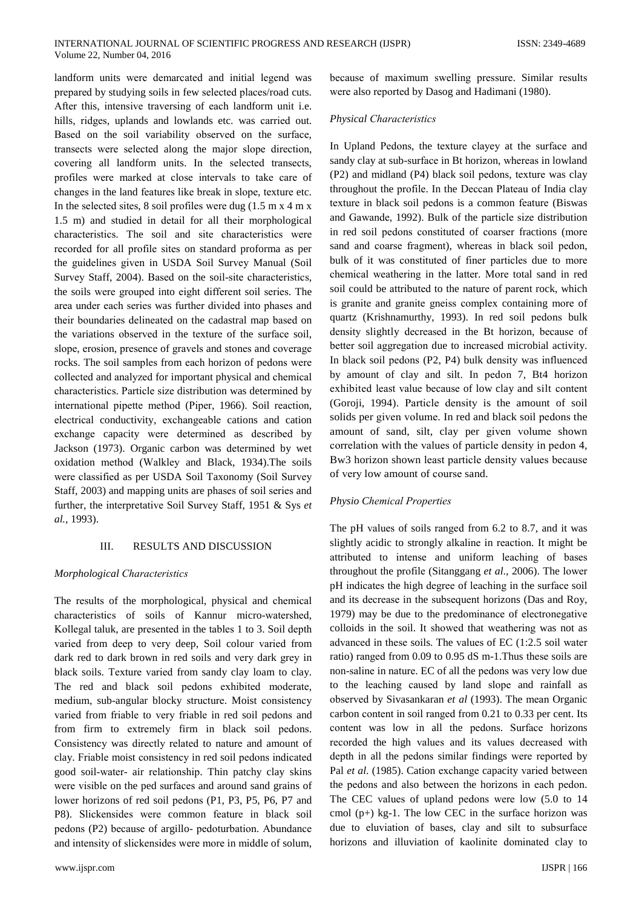landform units were demarcated and initial legend was prepared by studying soils in few selected places/road cuts. After this, intensive traversing of each landform unit i.e. hills, ridges, uplands and lowlands etc. was carried out. Based on the soil variability observed on the surface, transects were selected along the major slope direction, covering all landform units. In the selected transects, profiles were marked at close intervals to take care of changes in the land features like break in slope, texture etc. In the selected sites, 8 soil profiles were dug (1.5 m x 4 m x 1.5 m) and studied in detail for all their morphological characteristics. The soil and site characteristics were recorded for all profile sites on standard proforma as per the guidelines given in USDA Soil Survey Manual (Soil Survey Staff, 2004). Based on the soil-site characteristics, the soils were grouped into eight different soil series. The area under each series was further divided into phases and their boundaries delineated on the cadastral map based on the variations observed in the texture of the surface soil, slope, erosion, presence of gravels and stones and coverage rocks. The soil samples from each horizon of pedons were collected and analyzed for important physical and chemical characteristics. Particle size distribution was determined by international pipette method (Piper, 1966). Soil reaction, electrical conductivity, exchangeable cations and cation exchange capacity were determined as described by Jackson (1973). Organic carbon was determined by wet oxidation method (Walkley and Black, 1934).The soils were classified as per USDA Soil Taxonomy (Soil Survey Staff, 2003) and mapping units are phases of soil series and further, the interpretative Soil Survey Staff, 1951 & Sys *et al.*, 1993).

## III. RESULTS AND DISCUSSION

### *Morphological Characteristics*

The results of the morphological, physical and chemical characteristics of soils of Kannur micro-watershed, Kollegal taluk, are presented in the tables 1 to 3. Soil depth varied from deep to very deep, Soil colour varied from dark red to dark brown in red soils and very dark grey in black soils. Texture varied from sandy clay loam to clay. The red and black soil pedons exhibited moderate, medium, sub-angular blocky structure. Moist consistency varied from friable to very friable in red soil pedons and from firm to extremely firm in black soil pedons. Consistency was directly related to nature and amount of clay. Friable moist consistency in red soil pedons indicated good soil-water- air relationship. Thin patchy clay skins were visible on the ped surfaces and around sand grains of lower horizons of red soil pedons (P1, P3, P5, P6, P7 and P8). Slickensides were common feature in black soil pedons (P2) because of argillo- pedoturbation. Abundance and intensity of slickensides were more in middle of solum, because of maximum swelling pressure. Similar results were also reported by Dasog and Hadimani (1980).

### *Physical Characteristics*

In Upland Pedons, the texture clayey at the surface and sandy clay at sub-surface in Bt horizon, whereas in lowland (P2) and midland (P4) black soil pedons, texture was clay throughout the profile. In the Deccan Plateau of India clay texture in black soil pedons is a common feature (Biswas and Gawande, 1992). Bulk of the particle size distribution in red soil pedons constituted of coarser fractions (more sand and coarse fragment), whereas in black soil pedon, bulk of it was constituted of finer particles due to more chemical weathering in the latter. More total sand in red soil could be attributed to the nature of parent rock, which is granite and granite gneiss complex containing more of quartz (Krishnamurthy, 1993). In red soil pedons bulk density slightly decreased in the Bt horizon, because of better soil aggregation due to increased microbial activity. In black soil pedons (P2, P4) bulk density was influenced by amount of clay and silt. In pedon 7, Bt4 horizon exhibited least value because of low clay and silt content (Goroji, 1994). Particle density is the amount of soil solids per given volume. In red and black soil pedons the amount of sand, silt, clay per given volume shown correlation with the values of particle density in pedon 4, Bw3 horizon shown least particle density values because of very low amount of course sand.

### *Physio Chemical Properties*

The pH values of soils ranged from 6.2 to 8.7, and it was slightly acidic to strongly alkaline in reaction. It might be attributed to intense and uniform leaching of bases throughout the profile (Sitanggang *et al*., 2006). The lower pH indicates the high degree of leaching in the surface soil and its decrease in the subsequent horizons (Das and Roy, 1979) may be due to the predominance of electronegative colloids in the soil. It showed that weathering was not as advanced in these soils. The values of EC (1:2.5 soil water ratio) ranged from 0.09 to 0.95 dS m-1.Thus these soils are non-saline in nature. EC of all the pedons was very low due to the leaching caused by land slope and rainfall as observed by Sivasankaran *et al* (1993). The mean Organic carbon content in soil ranged from 0.21 to 0.33 per cent. Its content was low in all the pedons. Surface horizons recorded the high values and its values decreased with depth in all the pedons similar findings were reported by Pal *et al.* (1985). Cation exchange capacity varied between the pedons and also between the horizons in each pedon. The CEC values of upland pedons were low (5.0 to 14 cmol (p+) kg-1. The low CEC in the surface horizon was due to eluviation of bases, clay and silt to subsurface horizons and illuviation of kaolinite dominated clay to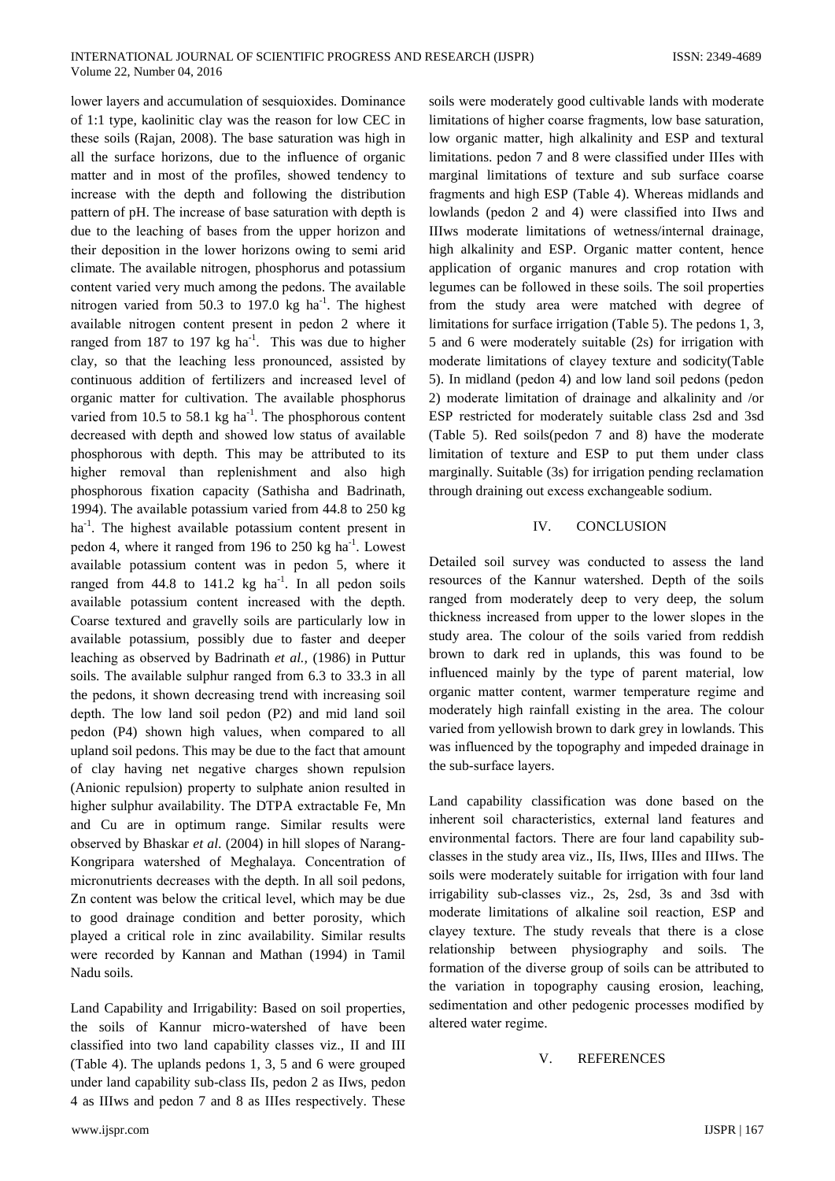lower layers and accumulation of sesquioxides. Dominance of 1:1 type, kaolinitic clay was the reason for low CEC in these soils (Rajan, 2008). The base saturation was high in all the surface horizons, due to the influence of organic matter and in most of the profiles, showed tendency to increase with the depth and following the distribution pattern of pH. The increase of base saturation with depth is due to the leaching of bases from the upper horizon and their deposition in the lower horizons owing to semi arid climate. The available nitrogen, phosphorus and potassium content varied very much among the pedons. The available nitrogen varied from 50.3 to 197.0 kg $ha^{-1}$. The highest available nitrogen content present in pedon 2 where it ranged from 187 to 197 kg $ha^{-1}$. This was due to higher clay, so that the leaching less pronounced, assisted by continuous addition of fertilizers and increased level of organic matter for cultivation. The available phosphorus varied from 10.5 to 58.1 kg $ha^{-1}$. The phosphorous content decreased with depth and showed low status of available phosphorous with depth. This may be attributed to its higher removal than replenishment and also high phosphorous fixation capacity (Sathisha and Badrinath, 1994). The available potassium varied from 44.8 to 250 kg $ha^{-1}$. The highest available potassium content present in pedon 4, where it ranged from 196 to 250 kg $ha^{-1}$. Lowest available potassium content was in pedon 5, where it ranged from 44.8 to 141.2 kg $ha^{-1}$. In all pedon soils available potassium content increased with the depth. Coarse textured and gravelly soils are particularly low in available potassium, possibly due to faster and deeper leaching as observed by Badrinath *et al.*, (1986) in Puttur soils. The available sulphur ranged from 6.3 to 33.3 in all the pedons, it shown decreasing trend with increasing soil depth. The low land soil pedon (P2) and mid land soil pedon (P4) shown high values, when compared to all upland soil pedons. This may be due to the fact that amount of clay having net negative charges shown repulsion (Anionic repulsion) property to sulphate anion resulted in higher sulphur availability. The DTPA extractable Fe, Mn and Cu are in optimum range. Similar results were observed by Bhaskar *et al.* (2004) in hill slopes of Narang-Kongripara watershed of Meghalaya. Concentration of micronutrients decreases with the depth. In all soil pedons, Zn content was below the critical level, which may be due to good drainage condition and better porosity, which played a critical role in zinc availability. Similar results were recorded by Kannan and Mathan (1994) in Tamil Nadu soils.

Land Capability and Irrigability: Based on soil properties, the soils of Kannur micro-watershed of have been classified into two land capability classes viz., II and III (Table 4). The uplands pedons 1, 3, 5 and 6 were grouped under land capability sub-class IIs, pedon 2 as IIws, pedon 4 as IIIws and pedon 7 and 8 as IIIes respectively. These soils were moderately good cultivable lands with moderate limitations of higher coarse fragments, low base saturation, low organic matter, high alkalinity and ESP and textural limitations. pedon 7 and 8 were classified under IIIes with marginal limitations of texture and sub surface coarse fragments and high ESP (Table 4). Whereas midlands and lowlands (pedon 2 and 4) were classified into IIws and IIIws moderate limitations of wetness/internal drainage, high alkalinity and ESP. Organic matter content, hence application of organic manures and crop rotation with legumes can be followed in these soils. The soil properties from the study area were matched with degree of limitations for surface irrigation (Table 5). The pedons 1, 3, 5 and 6 were moderately suitable (2s) for irrigation with moderate limitations of clayey texture and sodicity(Table 5). In midland (pedon 4) and low land soil pedons (pedon 2) moderate limitation of drainage and alkalinity and /or ESP restricted for moderately suitable class 2sd and 3sd (Table 5). Red soils(pedon 7 and 8) have the moderate limitation of texture and ESP to put them under class marginally. Suitable (3s) for irrigation pending reclamation through draining out excess exchangeable sodium.

## IV. CONCLUSION

Detailed soil survey was conducted to assess the land resources of the Kannur watershed. Depth of the soils ranged from moderately deep to very deep, the solum thickness increased from upper to the lower slopes in the study area. The colour of the soils varied from reddish brown to dark red in uplands, this was found to be influenced mainly by the type of parent material, low organic matter content, warmer temperature regime and moderately high rainfall existing in the area. The colour varied from yellowish brown to dark grey in lowlands. This was influenced by the topography and impeded drainage in the sub-surface layers.

Land capability classification was done based on the inherent soil characteristics, external land features and environmental factors. There are four land capability sub-classes in the study area viz., IIs, IIws, IIIes and IIIws. The soils were moderately suitable for irrigation with four land irrigability sub-classes viz., 2s, 2sd, 3s and 3sd with moderate limitations of alkaline soil reaction, ESP and clayey texture. The study reveals that there is a close relationship between physiography and soils. The formation of the diverse group of soils can be attributed to the variation in topography causing erosion, leaching, sedimentation and other pedogenic processes modified by altered water regime.

## V. REFERENCES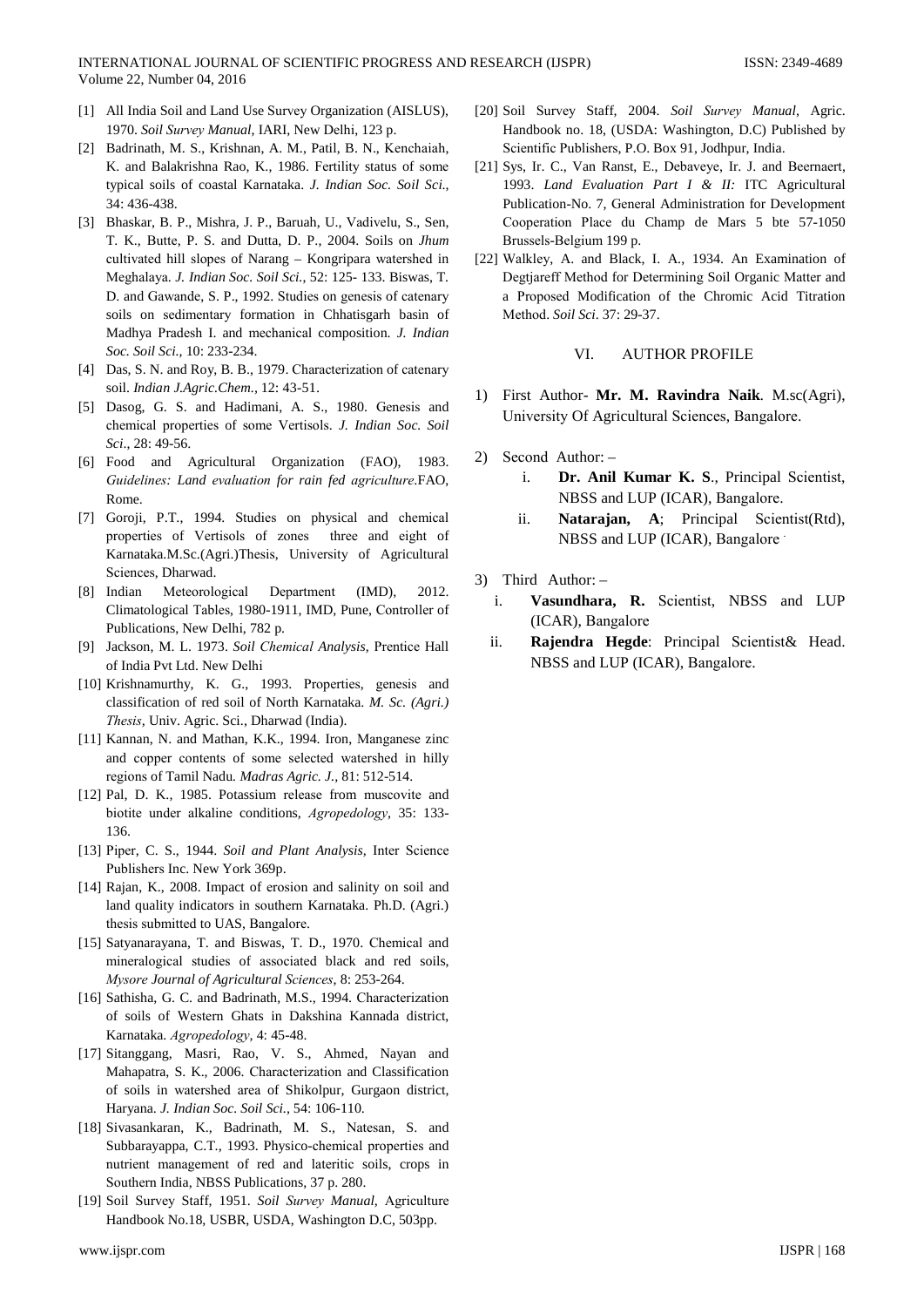[1] All India Soil and Land Use Survey Organization (AISLUS), 1970. *Soil Survey Manual*, IARI, New Delhi, 123 p.

[2] Badrinath, M. S., Krishnan, A. M., Patil, B. N., Kenchaiah, K. and Balakrishna Rao, K., 1986. Fertility status of some typical soils of coastal Karnataka. *J. Indian Soc. Soil Sci.*, 34: 436-438.

[3] Bhaskar, B. P., Mishra, J. P., Baruah, U., Vadivelu, S., Sen, T. K., Butte, P. S. and Dutta, D. P., 2004. Soils on *Jhum* cultivated hill slopes of Narang – Kongripara watershed in Meghalaya. *J. Indian Soc. Soil Sci.,* 52: 125- 133. Biswas, T. D. and Gawande, S. P., 1992. Studies on genesis of catenary soils on sedimentary formation in Chhatisgarh basin of Madhya Pradesh I. and mechanical composition. *J. Indian Soc. Soil Sci.,* 10: 233-234.

[4] Das, S. N. and Roy, B. B., 1979. Characterization of catenary soil. *Indian J.Agric.Chem.*, 12: 43-51.

[5] Dasog, G. S. and Hadimani, A. S., 1980. Genesis and chemical properties of some Vertisols. *J. Indian Soc. Soil Sci*., 28: 49-56.

[6] Food and Agricultural Organization (FAO), 1983. *Guidelines: Land evaluation for rain fed agriculture*.FAO, Rome.

[7] Goroji, P.T., 1994. Studies on physical and chemical properties of Vertisols of zones three and eight of Karnataka.M.Sc.(Agri.)Thesis, University of Agricultural Sciences, Dharwad.

[8] Indian Meteorological Department (IMD), 2012. Climatological Tables, 1980-1911, IMD, Pune, Controller of Publications, New Delhi, 782 p.

[9] Jackson, M. L. 1973. *Soil Chemical Analysis,* Prentice Hall of India Pvt Ltd. New Delhi

[10] Krishnamurthy, K. G., 1993. Properties, genesis and classification of red soil of North Karnataka. *M. Sc. (Agri.) Thesis,* Univ. Agric. Sci., Dharwad (India).

[11] Kannan, N. and Mathan, K.K., 1994. Iron, Manganese zinc and copper contents of some selected watershed in hilly regions of Tamil Nadu. *Madras Agric. J.*, 81: 512-514.

[12] Pal, D. K., 1985. Potassium release from muscovite and biotite under alkaline conditions, *Agropedology*, 35: 133-136.

[13] Piper, C. S., 1944. *Soil and Plant Analysis,* Inter Science Publishers Inc. New York 369p.

[14] Rajan, K., 2008. Impact of erosion and salinity on soil and land quality indicators in southern Karnataka. Ph.D. (Agri.) thesis submitted to UAS, Bangalore.

[15] Satyanarayana, T. and Biswas, T. D., 1970. Chemical and mineralogical studies of associated black and red soils, *Mysore Journal of Agricultural Sciences*, 8: 253-264.

[16] Sathisha, G. C. and Badrinath, M.S., 1994. Characterization of soils of Western Ghats in Dakshina Kannada district, Karnataka. *Agropedology,* 4: 45-48.

[17] Sitanggang, Masri, Rao, V. S., Ahmed, Nayan and Mahapatra, S. K., 2006. Characterization and Classification of soils in watershed area of Shikolpur, Gurgaon district, Haryana. *J. Indian Soc. Soil Sci.,* 54: 106-110.

[18] Sivasankaran, K., Badrinath, M. S., Natesan, S. and Subbarayappa, C.T., 1993. Physico-chemical properties and nutrient management of red and lateritic soils, crops in Southern India, NBSS Publications, 37 p. 280.

[19] Soil Survey Staff, 1951. *Soil Survey Manual*, Agriculture Handbook No.18, USBR, USDA, Washington D.C, 503pp.

[20] Soil Survey Staff, 2004. *Soil Survey Manual*, Agric. Handbook no. 18, (USDA: Washington, D.C) Published by Scientific Publishers, P.O. Box 91, Jodhpur, India.

[21] Sys, Ir. C., Van Ranst, E., Debaveye, Ir. J. and Beernaert, 1993. *Land Evaluation Part I & II:* ITC Agricultural Publication-No. 7, General Administration for Development Cooperation Place du Champ de Mars 5 bte 57-1050 Brussels-Belgium 199 p.

[22] Walkley, A. and Black, I. A., 1934. An Examination of Degtjareff Method for Determining Soil Organic Matter and a Proposed Modification of the Chromic Acid Titration Method. *Soil Sci*. 37: 29-37.

## VI. AUTHOR PROFILE

1) First Author- **Mr. M. Ravindra Naik**. M.sc(Agri), University Of Agricultural Sciences, Bangalore.

2) Second Author: –
   i. **Dr. Anil Kumar K. S**., Principal Scientist, NBSS and LUP (ICAR), Bangalore.
   ii. **Natarajan, A**; Principal Scientist(Rtd), NBSS and LUP (ICAR), Bangalore

3) Third Author: –
   i. **Vasundhara, R.** Scientist, NBSS and LUP (ICAR), Bangalore
   ii. **Rajendra Hegde**: Principal Scientist& Head. NBSS and LUP (ICAR), Bangalore.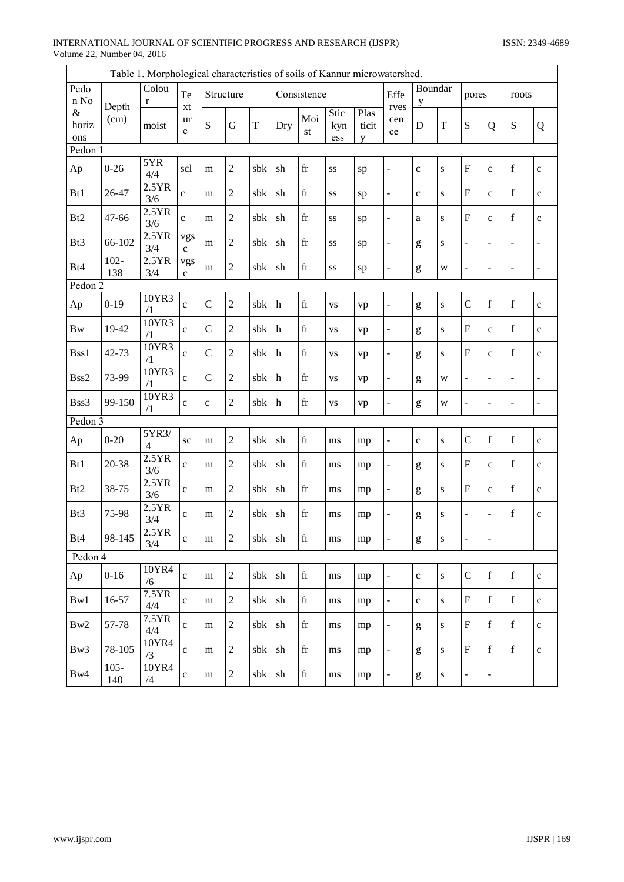Table 1. Morphological characteristics of soils of Kannur microwatershed.

| Pedon No & horizons | Depth (cm) | Colour | Texture | Structure | | | Consistence | | | | Effervescence | Boundary | | pores | | roots | |
|---|---|---|---|---|---|---|---|---|---|---|---|---|---|---|---|---|---|
| | | moist | | S | G | T | Dry | Moist | Stickyness | Plasticity | | D | T | S | Q | S | Q |
| **Pedon 1** | | | | | | | | | | | | | | | | | |
| Ap | 0-26 | 5YR 4/4 | scl | m | 2 | sbk | sh | fr | ss | sp | - | c | s | F | c | f | c |
| Bt1 | 26-47 | 2.5YR 3/6 | c | m | 2 | sbk | sh | fr | ss | sp | - | c | s | F | c | f | c |
| Bt2 | 47-66 | 2.5YR 3/6 | c | m | 2 | sbk | sh | fr | ss | sp | - | a | s | F | c | f | c |
| Bt3 | 66-102 | 2.5YR 3/4 | vgsc | m | 2 | sbk | sh | fr | ss | sp | - | g | s | - | - | - | - |
| Bt4 | 102-138 | 2.5YR 3/4 | vgsc | m | 2 | sbk | sh | fr | ss | sp | - | g | w | - | - | - | - |
| **Pedon 2** | | | | | | | | | | | | | | | | | |
| Ap | 0-19 | 10YR3/1 | c | C | 2 | sbk | h | fr | vs | vp | - | g | s | C | f | f | c |
| Bw | 19-42 | 10YR3/1 | c | C | 2 | sbk | h | fr | vs | vp | - | g | s | F | c | f | c |
| Bss1 | 42-73 | 10YR3/1 | c | C | 2 | sbk | h | fr | vs | vp | - | g | s | F | c | f | c |
| Bss2 | 73-99 | 10YR3/1 | c | C | 2 | sbk | h | fr | vs | vp | - | g | w | - | - | - | - |
| Bss3 | 99-150 | 10YR3/1 | c | c | 2 | sbk | h | fr | vs | vp | - | g | w | - | - | - | - |
| **Pedon 3** | | | | | | | | | | | | | | | | | |
| Ap | 0-20 | 5YR3/4 | sc | m | 2 | sbk | sh | fr | ms | mp | - | c | s | C | f | f | c |
| Bt1 | 20-38 | 2.5YR 3/6 | c | m | 2 | sbk | sh | fr | ms | mp | - | g | s | F | c | f | c |
| Bt2 | 38-75 | 2.5YR 3/6 | c | m | 2 | sbk | sh | fr | ms | mp | - | g | s | F | c | f | c |
| Bt3 | 75-98 | 2.5YR 3/4 | c | m | 2 | sbk | sh | fr | ms | mp | - | g | s | - | - | f | c |
| Bt4 | 98-145 | 2.5YR 3/4 | c | m | 2 | sbk | sh | fr | ms | mp | - | g | s | - | - | | |
| **Pedon 4** | | | | | | | | | | | | | | | | | |
| Ap | 0-16 | 10YR4/6 | c | m | 2 | sbk | sh | fr | ms | mp | - | c | s | C | f | f | c |
| Bw1 | 16-57 | 7.5YR 4/4 | c | m | 2 | sbk | sh | fr | ms | mp | - | c | s | F | f | f | c |
| Bw2 | 57-78 | 7.5YR 4/4 | c | m | 2 | sbk | sh | fr | ms | mp | - | g | s | F | f | f | c |
| Bw3 | 78-105 | 10YR4/3 | c | m | 2 | sbk | sh | fr | ms | mp | - | g | s | F | f | f | c |
| Bw4 | 105-140 | 10YR4/4 | c | m | 2 | sbk | sh | fr | ms | mp | - | g | s | - | - | | |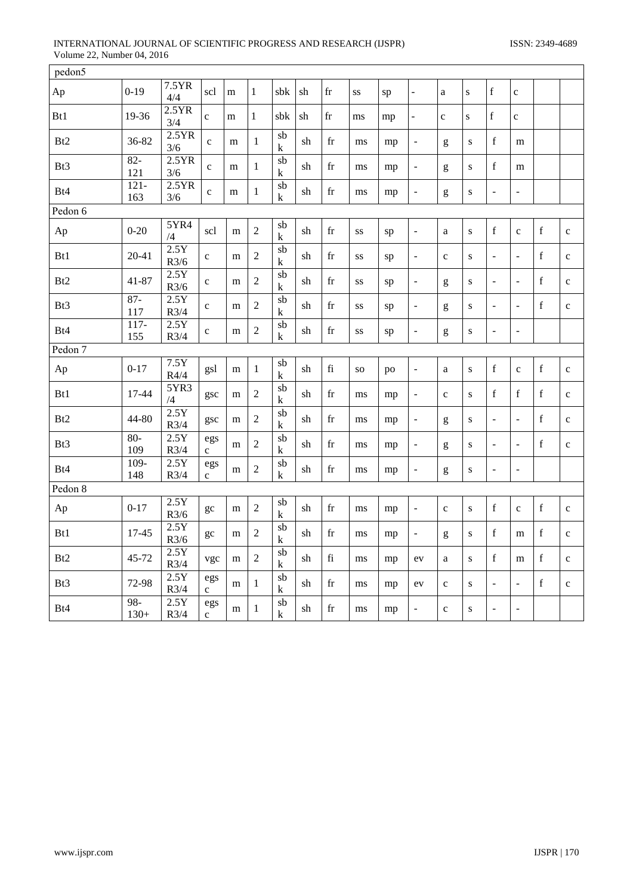| pedon5 | | | | | | | | | | | | | | | | | |
|---|---|---|---|---|---|---|---|---|---|---|---|---|---|---|---|---|---|
| Ap | 0-19 | 7.5YR 4/4 | scl | m | 1 | sbk | sh | fr | ss | sp | - | a | s | f | c | | |
| Bt1 | 19-36 | 2.5YR 3/4 | c | m | 1 | sbk | sh | fr | ms | mp | - | c | s | f | c | | |
| Bt2 | 36-82 | 2.5YR 3/6 | c | m | 1 | sbk | sh | fr | ms | mp | - | g | s | f | m | | |
| Bt3 | 82-121 | 2.5YR 3/6 | c | m | 1 | sbk | sh | fr | ms | mp | - | g | s | f | m | | |
| Bt4 | 121-163 | 2.5YR 3/6 | c | m | 1 | sbk | sh | fr | ms | mp | - | g | s | - | - | | |
| Pedon 6 | | | | | | | | | | | | | | | | | |
| Ap | 0-20 | 5YR4 /4 | scl | m | 2 | sbk | sh | fr | ss | sp | - | a | s | f | c | f | c |
| Bt1 | 20-41 | 2.5Y R3/6 | c | m | 2 | sbk | sh | fr | ss | sp | - | c | s | - | - | f | c |
| Bt2 | 41-87 | 2.5Y R3/6 | c | m | 2 | sbk | sh | fr | ss | sp | - | g | s | - | - | f | c |
| Bt3 | 87-117 | 2.5Y R3/4 | c | m | 2 | sbk | sh | fr | ss | sp | - | g | s | - | - | f | c |
| Bt4 | 117-155 | 2.5Y R3/4 | c | m | 2 | sbk | sh | fr | ss | sp | - | g | s | - | - | | |
| Pedon 7 | | | | | | | | | | | | | | | | | |
| Ap | 0-17 | 7.5Y R4/4 | gsl | m | 1 | sbk | sh | fi | so | po | - | a | s | f | c | f | c |
| Bt1 | 17-44 | 5YR3 /4 | gsc | m | 2 | sbk | sh | fr | ms | mp | - | c | s | f | f | f | c |
| Bt2 | 44-80 | 2.5Y R3/4 | gsc | m | 2 | sbk | sh | fr | ms | mp | - | g | s | - | - | f | c |
| Bt3 | 80-109 | 2.5Y R3/4 | egsc | m | 2 | sbk | sh | fr | ms | mp | - | g | s | - | - | f | c |
| Bt4 | 109-148 | 2.5Y R3/4 | egsc | m | 2 | sbk | sh | fr | ms | mp | - | g | s | - | - | | |
| Pedon 8 | | | | | | | | | | | | | | | | | |
| Ap | 0-17 | 2.5Y R3/6 | gc | m | 2 | sbk | sh | fr | ms | mp | - | c | s | f | c | f | c |
| Bt1 | 17-45 | 2.5Y R3/6 | gc | m | 2 | sbk | sh | fr | ms | mp | - | g | s | f | m | f | c |
| Bt2 | 45-72 | 2.5Y R3/4 | vgc | m | 2 | sbk | sh | fi | ms | mp | ev | a | s | f | m | f | c |
| Bt3 | 72-98 | 2.5Y R3/4 | egsc | m | 1 | sbk | sh | fr | ms | mp | ev | c | s | - | - | f | c |
| Bt4 | 98-130+ | 2.5Y R3/4 | egsc | m | 1 | sbk | sh | fr | ms | mp | - | c | s | - | - | | |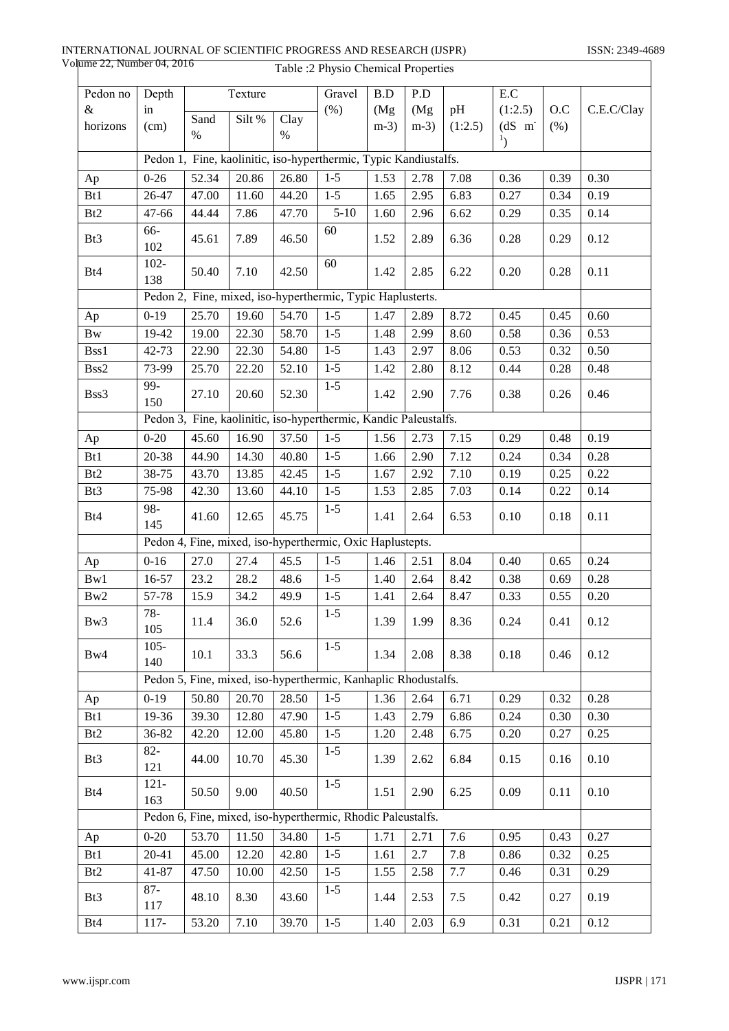Table :2 Physio Chemical Properties

| Pedon no & horizons | Depth in (cm) | Texture | | | Gravel (%) | B.D (Mg m-3) | P.D (Mg m-3) | pH (1:2.5) | E.C (1:2.5) (dS m-1) | O.C (%) | C.E.C/Clay |
|---|---|---|---|---|---|---|---|---|---|---|---|
| | | Sand % | Silt % | Clay % | | | | | | | |
| | Pedon 1, Fine, kaolinitic, iso-hyperthermic, Typic Kandiustalfs. | | | | | | | | | | |
| Ap | 0-26 | 52.34 | 20.86 | 26.80 | 1-5 | 1.53 | 2.78 | 7.08 | 0.36 | 0.39 | 0.30 |
| Bt1 | 26-47 | 47.00 | 11.60 | 44.20 | 1-5 | 1.65 | 2.95 | 6.83 | 0.27 | 0.34 | 0.19 |
| Bt2 | 47-66 | 44.44 | 7.86 | 47.70 | 5-10 | 1.60 | 2.96 | 6.62 | 0.29 | 0.35 | 0.14 |
| Bt3 | 66-102 | 45.61 | 7.89 | 46.50 | 60 | 1.52 | 2.89 | 6.36 | 0.28 | 0.29 | 0.12 |
| Bt4 | 102-138 | 50.40 | 7.10 | 42.50 | 60 | 1.42 | 2.85 | 6.22 | 0.20 | 0.28 | 0.11 |
| | Pedon 2, Fine, mixed, iso-hyperthermic, Typic Haplusterts. | | | | | | | | | | |
| Ap | 0-19 | 25.70 | 19.60 | 54.70 | 1-5 | 1.47 | 2.89 | 8.72 | 0.45 | 0.45 | 0.60 |
| Bw | 19-42 | 19.00 | 22.30 | 58.70 | 1-5 | 1.48 | 2.99 | 8.60 | 0.58 | 0.36 | 0.53 |
| Bss1 | 42-73 | 22.90 | 22.30 | 54.80 | 1-5 | 1.43 | 2.97 | 8.06 | 0.53 | 0.32 | 0.50 |
| Bss2 | 73-99 | 25.70 | 22.20 | 52.10 | 1-5 | 1.42 | 2.80 | 8.12 | 0.44 | 0.28 | 0.48 |
| Bss3 | 99-150 | 27.10 | 20.60 | 52.30 | 1-5 | 1.42 | 2.90 | 7.76 | 0.38 | 0.26 | 0.46 |
| | Pedon 3, Fine, kaolinitic, iso-hyperthermic, Kandic Paleustalfs. | | | | | | | | | | |
| Ap | 0-20 | 45.60 | 16.90 | 37.50 | 1-5 | 1.56 | 2.73 | 7.15 | 0.29 | 0.48 | 0.19 |
| Bt1 | 20-38 | 44.90 | 14.30 | 40.80 | 1-5 | 1.66 | 2.90 | 7.12 | 0.24 | 0.34 | 0.28 |
| Bt2 | 38-75 | 43.70 | 13.85 | 42.45 | 1-5 | 1.67 | 2.92 | 7.10 | 0.19 | 0.25 | 0.22 |
| Bt3 | 75-98 | 42.30 | 13.60 | 44.10 | 1-5 | 1.53 | 2.85 | 7.03 | 0.14 | 0.22 | 0.14 |
| Bt4 | 98-145 | 41.60 | 12.65 | 45.75 | 1-5 | 1.41 | 2.64 | 6.53 | 0.10 | 0.18 | 0.11 |
| | Pedon 4, Fine, mixed, iso-hyperthermic, Oxic Haplustepts. | | | | | | | | | | |
| Ap | 0-16 | 27.0 | 27.4 | 45.5 | 1-5 | 1.46 | 2.51 | 8.04 | 0.40 | 0.65 | 0.24 |
| Bw1 | 16-57 | 23.2 | 28.2 | 48.6 | 1-5 | 1.40 | 2.64 | 8.42 | 0.38 | 0.69 | 0.28 |
| Bw2 | 57-78 | 15.9 | 34.2 | 49.9 | 1-5 | 1.41 | 2.64 | 8.47 | 0.33 | 0.55 | 0.20 |
| Bw3 | 78-105 | 11.4 | 36.0 | 52.6 | 1-5 | 1.39 | 1.99 | 8.36 | 0.24 | 0.41 | 0.12 |
| Bw4 | 105-140 | 10.1 | 33.3 | 56.6 | 1-5 | 1.34 | 2.08 | 8.38 | 0.18 | 0.46 | 0.12 |
| | Pedon 5, Fine, mixed, iso-hyperthermic, Kanhaplic Rhodustalfs. | | | | | | | | | | |
| Ap | 0-19 | 50.80 | 20.70 | 28.50 | 1-5 | 1.36 | 2.64 | 6.71 | 0.29 | 0.32 | 0.28 |
| Bt1 | 19-36 | 39.30 | 12.80 | 47.90 | 1-5 | 1.43 | 2.79 | 6.86 | 0.24 | 0.30 | 0.30 |
| Bt2 | 36-82 | 42.20 | 12.00 | 45.80 | 1-5 | 1.20 | 2.48 | 6.75 | 0.20 | 0.27 | 0.25 |
| Bt3 | 82-121 | 44.00 | 10.70 | 45.30 | 1-5 | 1.39 | 2.62 | 6.84 | 0.15 | 0.16 | 0.10 |
| Bt4 | 121-163 | 50.50 | 9.00 | 40.50 | 1-5 | 1.51 | 2.90 | 6.25 | 0.09 | 0.11 | 0.10 |
| | Pedon 6, Fine, mixed, iso-hyperthermic, Rhodic Paleustalfs. | | | | | | | | | | |
| Ap | 0-20 | 53.70 | 11.50 | 34.80 | 1-5 | 1.71 | 2.71 | 7.6 | 0.95 | 0.43 | 0.27 |
| Bt1 | 20-41 | 45.00 | 12.20 | 42.80 | 1-5 | 1.61 | 2.7 | 7.8 | 0.86 | 0.32 | 0.25 |
| Bt2 | 41-87 | 47.50 | 10.00 | 42.50 | 1-5 | 1.55 | 2.58 | 7.7 | 0.46 | 0.31 | 0.29 |
| Bt3 | 87-117 | 48.10 | 8.30 | 43.60 | 1-5 | 1.44 | 2.53 | 7.5 | 0.42 | 0.27 | 0.19 |
| Bt4 | 117- | 53.20 | 7.10 | 39.70 | 1-5 | 1.40 | 2.03 | 6.9 | 0.31 | 0.21 | 0.12 |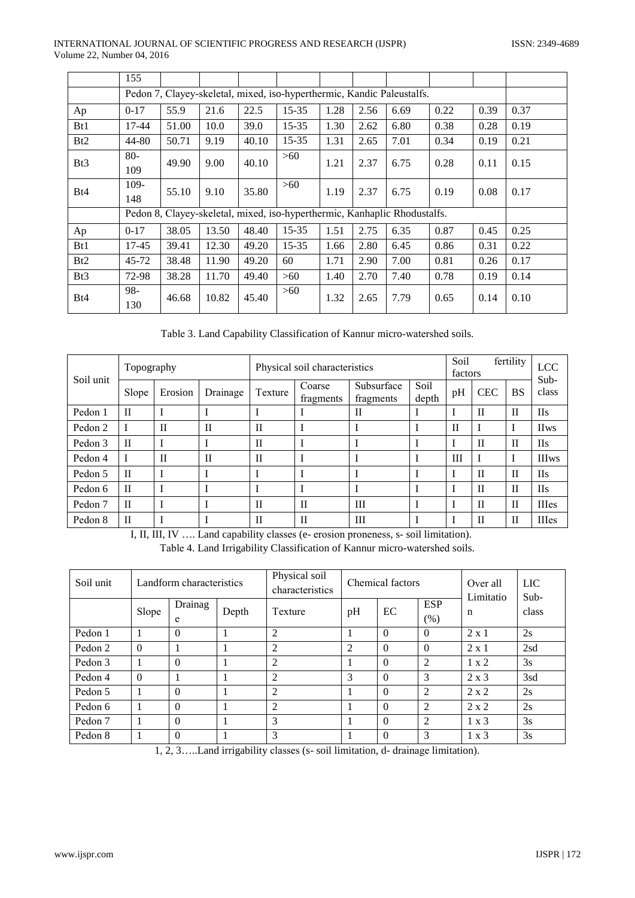| | | | | | | | | | | | |
|---|---|---|---|---|---|---|---|---|---|---|---|
| | 155 | | | | | | | | | | |
| | Pedon 7, Clayey-skeletal, mixed, iso-hyperthermic, Kandic Paleustalfs. | | | | | | | | | | |
| Ap | 0-17 | 55.9 | 21.6 | 22.5 | 15-35 | 1.28 | 2.56 | 6.69 | 0.22 | 0.39 | 0.37 |
| Bt1 | 17-44 | 51.00 | 10.0 | 39.0 | 15-35 | 1.30 | 2.62 | 6.80 | 0.38 | 0.28 | 0.19 |
| Bt2 | 44-80 | 50.71 | 9.19 | 40.10 | 15-35 | 1.31 | 2.65 | 7.01 | 0.34 | 0.19 | 0.21 |
| Bt3 | 80-109 | 49.90 | 9.00 | 40.10 | >60 | 1.21 | 2.37 | 6.75 | 0.28 | 0.11 | 0.15 |
| Bt4 | 109-148 | 55.10 | 9.10 | 35.80 | >60 | 1.19 | 2.37 | 6.75 | 0.19 | 0.08 | 0.17 |
| | Pedon 8, Clayey-skeletal, mixed, iso-hyperthermic, Kanhaplic Rhodustalfs. | | | | | | | | | | |
| Ap | 0-17 | 38.05 | 13.50 | 48.40 | 15-35 | 1.51 | 2.75 | 6.35 | 0.87 | 0.45 | 0.25 |
| Bt1 | 17-45 | 39.41 | 12.30 | 49.20 | 15-35 | 1.66 | 2.80 | 6.45 | 0.86 | 0.31 | 0.22 |
| Bt2 | 45-72 | 38.48 | 11.90 | 49.20 | 60 | 1.71 | 2.90 | 7.00 | 0.81 | 0.26 | 0.17 |
| Bt3 | 72-98 | 38.28 | 11.70 | 49.40 | >60 | 1.40 | 2.70 | 7.40 | 0.78 | 0.19 | 0.14 |
| Bt4 | 98-130 | 46.68 | 10.82 | 45.40 | >60 | 1.32 | 2.65 | 7.79 | 0.65 | 0.14 | 0.10 |

Table 3. Land Capability Classification of Kannur micro-watershed soils.

| Soil unit | Topography | | | Physical soil characteristics | | | | Soil fertility factors | | | LCC Sub-class |
|---|---|---|---|---|---|---|---|---|---|---|---|
| | Slope | Erosion | Drainage | Texture | Coarse fragments | Subsurface fragments | Soil depth | pH | CEC | BS | |
| Pedon 1 | II | I | I | I | I | II | I | I | II | II | IIs |
| Pedon 2 | I | II | II | II | I | I | I | II | I | I | IIws |
| Pedon 3 | II | I | I | II | I | I | I | I | II | II | IIs |
| Pedon 4 | I | II | II | II | I | I | I | III | I | I | IIIws |
| Pedon 5 | II | I | I | I | I | I | I | I | II | II | IIs |
| Pedon 6 | II | I | I | I | I | I | I | I | II | II | IIs |
| Pedon 7 | II | I | I | II | II | III | I | I | II | II | IIIes |
| Pedon 8 | II | I | I | II | II | III | I | I | II | II | IIIes |

I, II, III, IV …. Land capability classes (e- erosion proneness, s- soil limitation).

Table 4. Land Irrigability Classification of Kannur micro-watershed soils.

| Soil unit | Landform characteristics | | | Physical soil characteristics | Chemical factors | | | Over all Limitation | LIC Sub-class |
|---|---|---|---|---|---|---|---|---|---|
| | Slope | Drainage | Depth | Texture | pH | EC | ESP (%) | | |
| Pedon 1 | 1 | 0 | 1 | 2 | 1 | 0 | 0 | 2 x 1 | 2s |
| Pedon 2 | 0 | 1 | 1 | 2 | 2 | 0 | 0 | 2 x 1 | 2sd |
| Pedon 3 | 1 | 0 | 1 | 2 | 1 | 0 | 2 | 1 x 2 | 3s |
| Pedon 4 | 0 | 1 | 1 | 2 | 3 | 0 | 3 | 2 x 3 | 3sd |
| Pedon 5 | 1 | 0 | 1 | 2 | 1 | 0 | 2 | 2 x 2 | 2s |
| Pedon 6 | 1 | 0 | 1 | 2 | 1 | 0 | 2 | 2 x 2 | 2s |
| Pedon 7 | 1 | 0 | 1 | 3 | 1 | 0 | 2 | 1 x 3 | 3s |
| Pedon 8 | 1 | 0 | 1 | 3 | 1 | 0 | 3 | 1 x 3 | 3s |

1, 2, 3…..Land irrigability classes (s- soil limitation, d- drainage limitation).